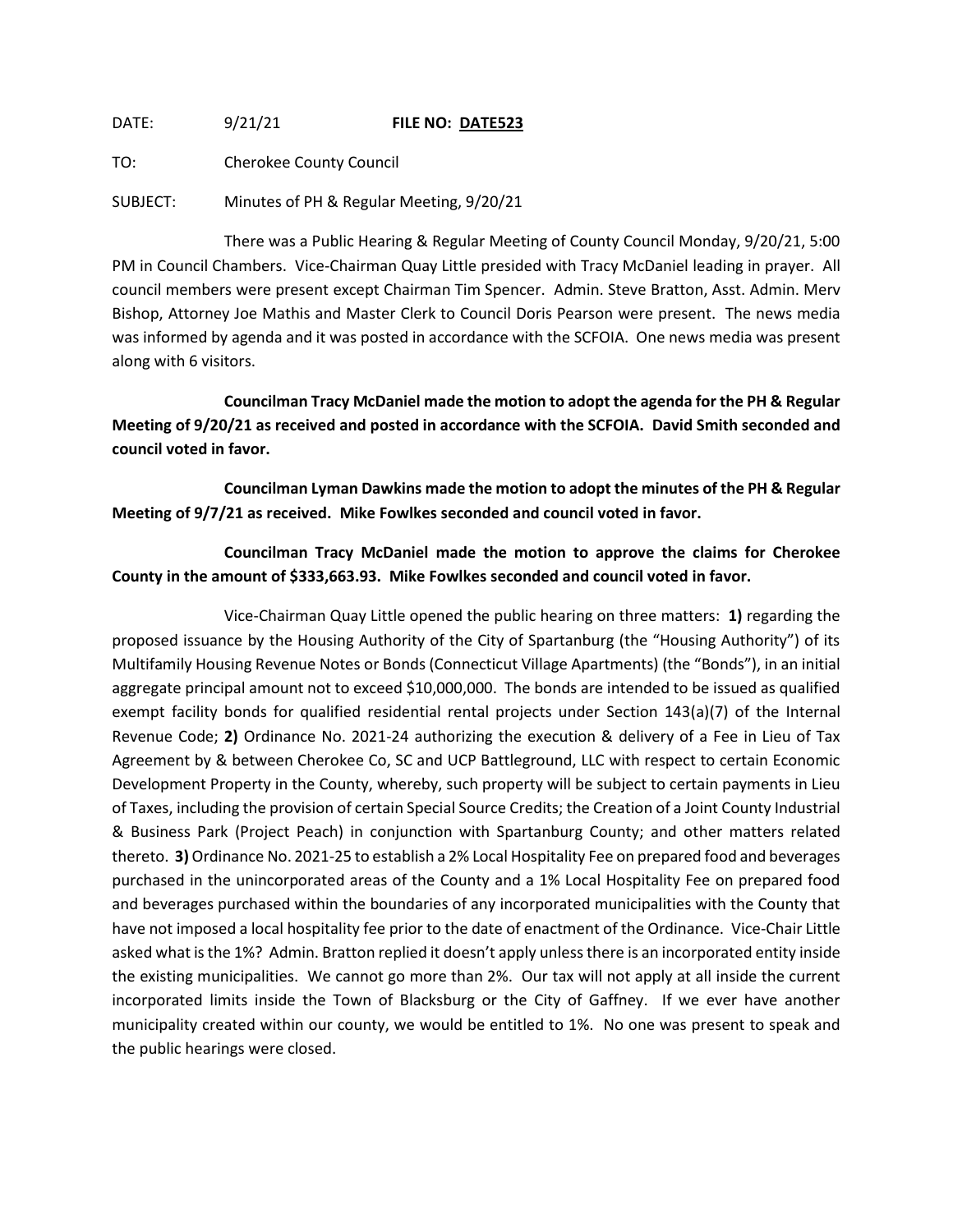DATE: 9/21/21 **FILE NO: DATE523**

TO: Cherokee County Council

SUBJECT: Minutes of PH & Regular Meeting, 9/20/21

There was a Public Hearing & Regular Meeting of County Council Monday, 9/20/21, 5:00 PM in Council Chambers. Vice-Chairman Quay Little presided with Tracy McDaniel leading in prayer. All council members were present except Chairman Tim Spencer. Admin. Steve Bratton, Asst. Admin. Merv Bishop, Attorney Joe Mathis and Master Clerk to Council Doris Pearson were present. The news media was informed by agenda and it was posted in accordance with the SCFOIA. One news media was present along with 6 visitors.

**Councilman Tracy McDaniel made the motion to adopt the agenda for the PH & Regular Meeting of 9/20/21 as received and posted in accordance with the SCFOIA. David Smith seconded and council voted in favor.**

**Councilman Lyman Dawkins made the motion to adopt the minutes of the PH & Regular Meeting of 9/7/21 as received. Mike Fowlkes seconded and council voted in favor.**

**Councilman Tracy McDaniel made the motion to approve the claims for Cherokee County in the amount of $333,663.93. Mike Fowlkes seconded and council voted in favor.**

Vice-Chairman Quay Little opened the public hearing on three matters: **1)** regarding the proposed issuance by the Housing Authority of the City of Spartanburg (the "Housing Authority") of its Multifamily Housing Revenue Notes or Bonds (Connecticut Village Apartments) (the "Bonds"), in an initial aggregate principal amount not to exceed $10,000,000. The bonds are intended to be issued as qualified exempt facility bonds for qualified residential rental projects under Section 143(a)(7) of the Internal Revenue Code; **2)** Ordinance No. 2021-24 authorizing the execution & delivery of a Fee in Lieu of Tax Agreement by & between Cherokee Co, SC and UCP Battleground, LLC with respect to certain Economic Development Property in the County, whereby, such property will be subject to certain payments in Lieu of Taxes, including the provision of certain Special Source Credits; the Creation of a Joint County Industrial & Business Park (Project Peach) in conjunction with Spartanburg County; and other matters related thereto. **3)** Ordinance No. 2021-25 to establish a 2% Local Hospitality Fee on prepared food and beverages purchased in the unincorporated areas of the County and a 1% Local Hospitality Fee on prepared food and beverages purchased within the boundaries of any incorporated municipalities with the County that have not imposed a local hospitality fee prior to the date of enactment of the Ordinance. Vice-Chair Little asked what is the 1%? Admin. Bratton replied it doesn't apply unless there is an incorporated entity inside the existing municipalities. We cannot go more than 2%. Our tax will not apply at all inside the current incorporated limits inside the Town of Blacksburg or the City of Gaffney. If we ever have another municipality created within our county, we would be entitled to 1%. No one was present to speak and the public hearings were closed.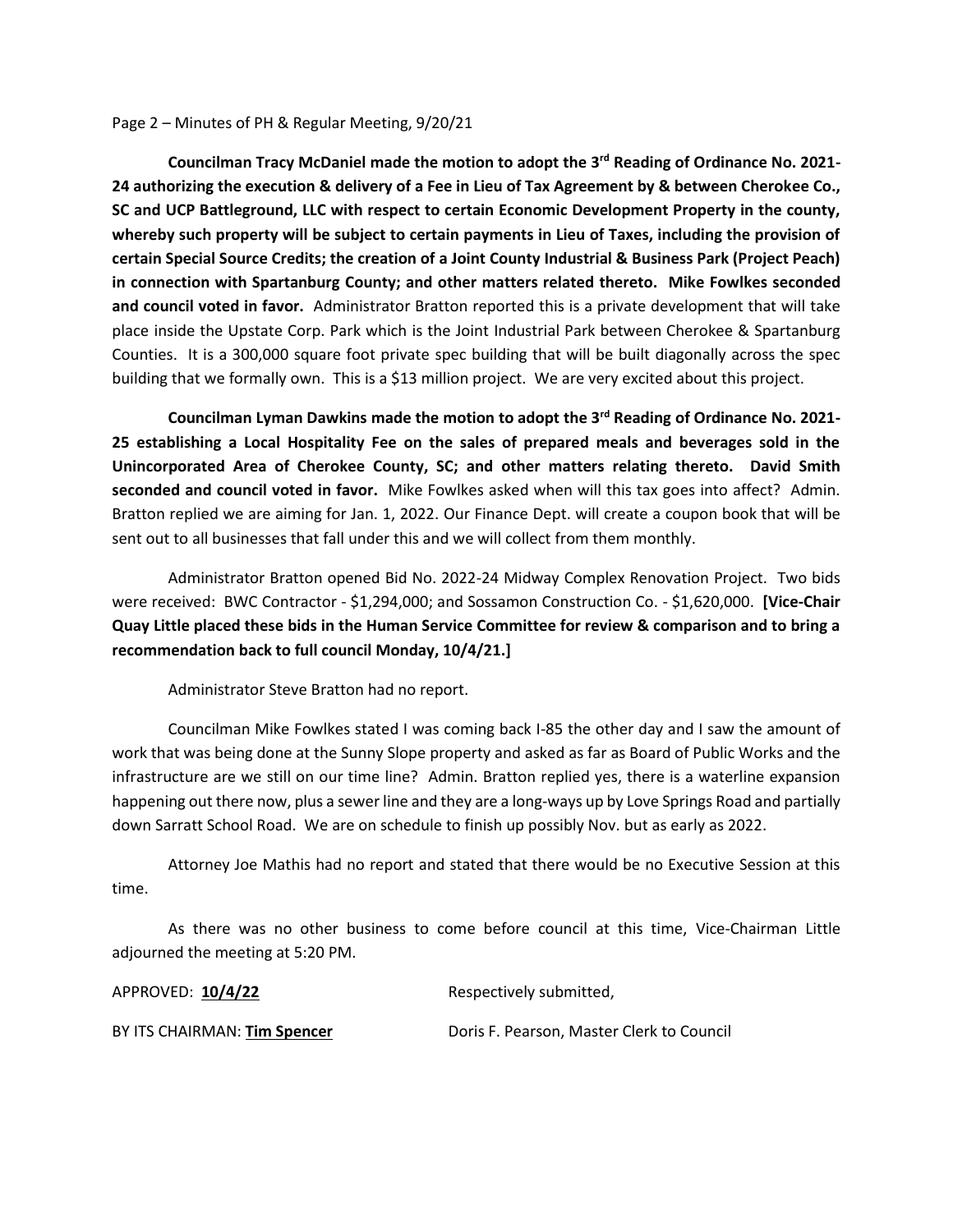Page 2 – Minutes of PH & Regular Meeting, 9/20/21

**Councilman Tracy McDaniel made the motion to adopt the 3rd Reading of Ordinance No. 2021-24 authorizing the execution & delivery of a Fee in Lieu of Tax Agreement by & between Cherokee Co., SC and UCP Battleground, LLC with respect to certain Economic Development Property in the county, whereby such property will be subject to certain payments in Lieu of Taxes, including the provision of certain Special Source Credits; the creation of a Joint County Industrial & Business Park (Project Peach) in connection with Spartanburg County; and other matters related thereto. Mike Fowlkes seconded and council voted in favor.** Administrator Bratton reported this is a private development that will take place inside the Upstate Corp. Park which is the Joint Industrial Park between Cherokee & Spartanburg Counties. It is a 300,000 square foot private spec building that will be built diagonally across the spec building that we formally own. This is a $13 million project. We are very excited about this project.

**Councilman Lyman Dawkins made the motion to adopt the 3rd Reading of Ordinance No. 2021-25 establishing a Local Hospitality Fee on the sales of prepared meals and beverages sold in the Unincorporated Area of Cherokee County, SC; and other matters relating thereto. David Smith seconded and council voted in favor.** Mike Fowlkes asked when will this tax goes into affect? Admin. Bratton replied we are aiming for Jan. 1, 2022. Our Finance Dept. will create a coupon book that will be sent out to all businesses that fall under this and we will collect from them monthly.

Administrator Bratton opened Bid No. 2022-24 Midway Complex Renovation Project. Two bids were received: BWC Contractor - $1,294,000; and Sossamon Construction Co. - $1,620,000. **[Vice-Chair Quay Little placed these bids in the Human Service Committee for review & comparison and to bring a recommendation back to full council Monday, 10/4/21.]**

Administrator Steve Bratton had no report.

Councilman Mike Fowlkes stated I was coming back I-85 the other day and I saw the amount of work that was being done at the Sunny Slope property and asked as far as Board of Public Works and the infrastructure are we still on our time line? Admin. Bratton replied yes, there is a waterline expansion happening out there now, plus a sewer line and they are a long-ways up by Love Springs Road and partially down Sarratt School Road. We are on schedule to finish up possibly Nov. but as early as 2022.

Attorney Joe Mathis had no report and stated that there would be no Executive Session at this time.

As there was no other business to come before council at this time, Vice-Chairman Little adjourned the meeting at 5:20 PM.

APPROVED: **10/4/22** Respectively submitted,

BY ITS CHAIRMAN: **Tim Spencer** Doris F. Pearson, Master Clerk to Council